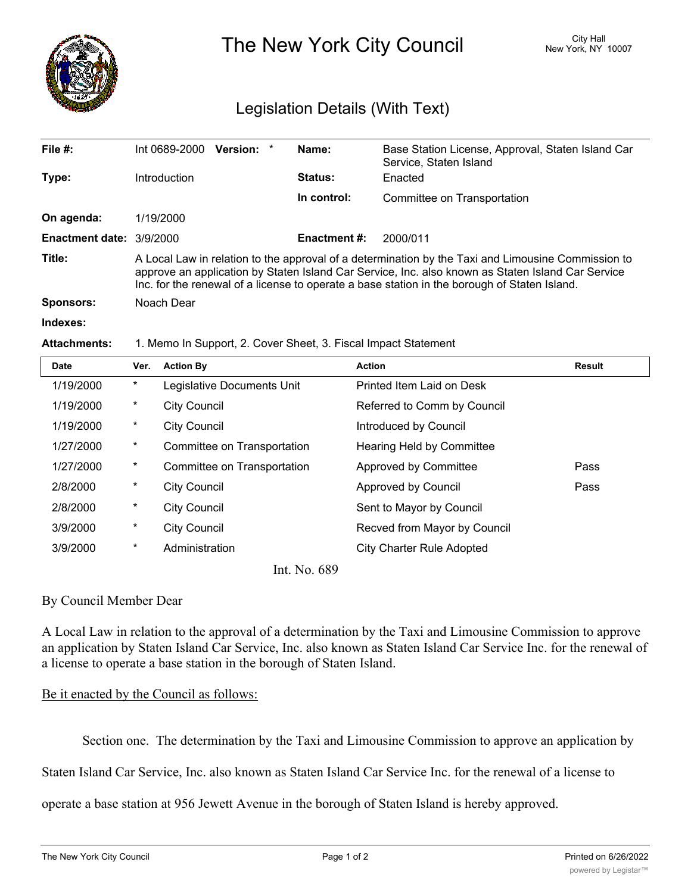# The New York City Council

City Hall
New York, NY 10007

## Legislation Details (With Text)

| | | | |
|---|---|---|---|
| **File #:** | Int 0689-2000 **Version:** * | **Name:** | Base Station License, Approval, Staten Island Car Service, Staten Island |
| **Type:** | Introduction | **Status:** | Enacted |
| | | **In control:** | Committee on Transportation |
| **On agenda:** | 1/19/2000 | | |
| **Enactment date:** | 3/9/2000 | **Enactment #:** | 2000/011 |

**Title:** A Local Law in relation to the approval of a determination by the Taxi and Limousine Commission to approve an application by Staten Island Car Service, Inc. also known as Staten Island Car Service Inc. for the renewal of a license to operate a base station in the borough of Staten Island.

**Sponsors:** Noach Dear

**Indexes:**

**Attachments:** 1. Memo In Support, 2. Cover Sheet, 3. Fiscal Impact Statement

| Date | Ver. | Action By | Action | Result |
|---|---|---|---|---|
| 1/19/2000 | * | Legislative Documents Unit | Printed Item Laid on Desk | |
| 1/19/2000 | * | City Council | Referred to Comm by Council | |
| 1/19/2000 | * | City Council | Introduced by Council | |
| 1/27/2000 | * | Committee on Transportation | Hearing Held by Committee | |
| 1/27/2000 | * | Committee on Transportation | Approved by Committee | Pass |
| 2/8/2000 | * | City Council | Approved by Council | Pass |
| 2/8/2000 | * | City Council | Sent to Mayor by Council | |
| 3/9/2000 | * | City Council | Recved from Mayor by Council | |
| 3/9/2000 | * | Administration | City Charter Rule Adopted | |

Int. No. 689

By Council Member Dear

A Local Law in relation to the approval of a determination by the Taxi and Limousine Commission to approve an application by Staten Island Car Service, Inc. also known as Staten Island Car Service Inc. for the renewal of a license to operate a base station in the borough of Staten Island.

Be it enacted by the Council as follows:

Section one. The determination by the Taxi and Limousine Commission to approve an application by Staten Island Car Service, Inc. also known as Staten Island Car Service Inc. for the renewal of a license to operate a base station at 956 Jewett Avenue in the borough of Staten Island is hereby approved.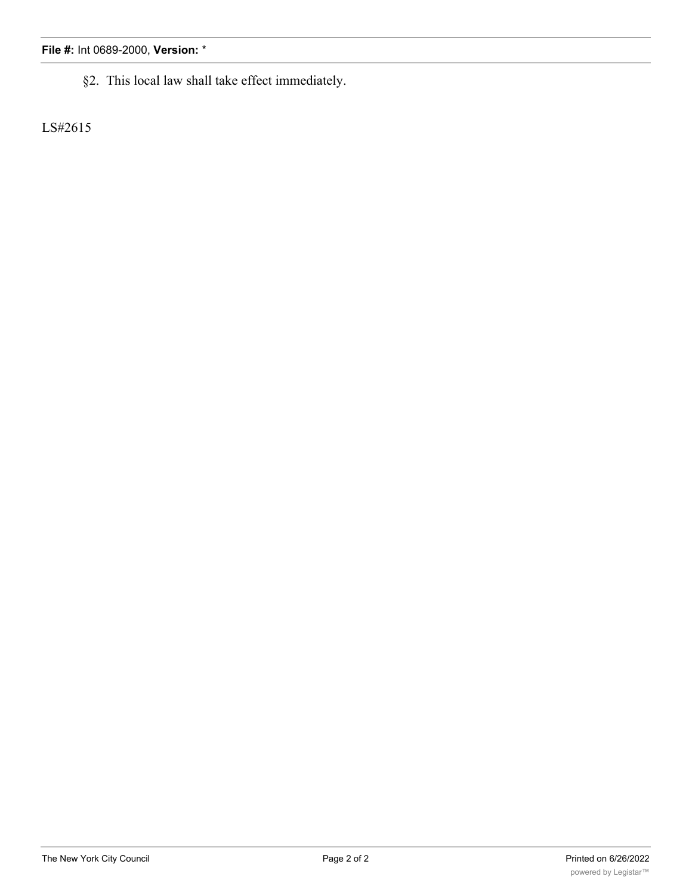§2. This local law shall take effect immediately.

LS#2615